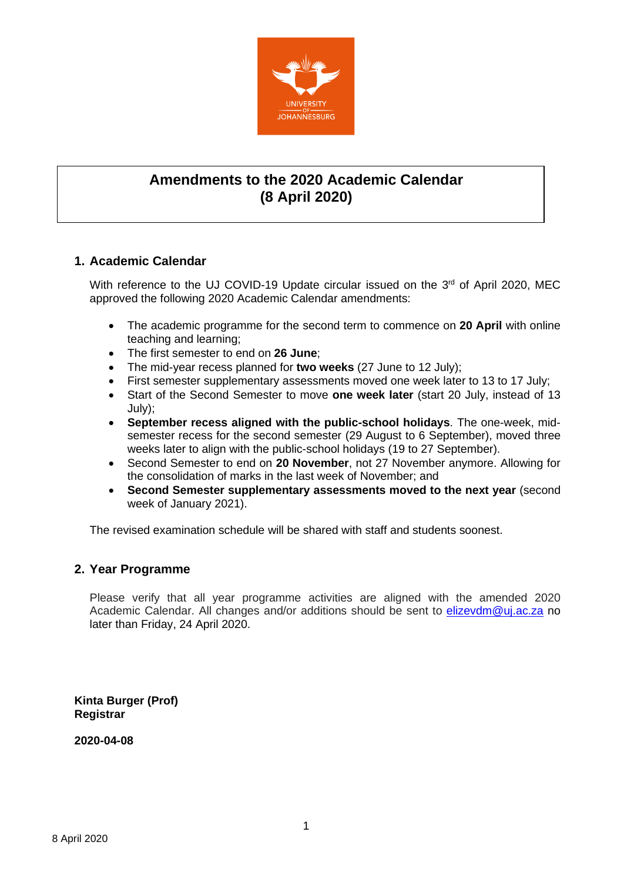# Amendments to the 2020 Academic Calendar (8 April 2020)

## 1. Academic Calendar

With reference to the UJ COVID-19 Update circular issued on the 3rd of April 2020, MEC approved the following 2020 Academic Calendar amendments:

- The academic programme for the second term to commence on **20 April** with online teaching and learning;
- The first semester to end on **26 June**;
- The mid-year recess planned for **two weeks** (27 June to 12 July);
- First semester supplementary assessments moved one week later to 13 to 17 July;
- Start of the Second Semester to move **one week later** (start 20 July, instead of 13 July);
- **September recess aligned with the public-school holidays**. The one-week, mid-semester recess for the second semester (29 August to 6 September), moved three weeks later to align with the public-school holidays (19 to 27 September).
- Second Semester to end on **20 November**, not 27 November anymore. Allowing for the consolidation of marks in the last week of November; and
- **Second Semester supplementary assessments moved to the next year** (second week of January 2021).

The revised examination schedule will be shared with staff and students soonest.

## 2. Year Programme

Please verify that all year programme activities are aligned with the amended 2020 Academic Calendar. All changes and/or additions should be sent to [elizevdm@uj.ac.za](mailto:elizevdm@uj.ac.za) no later than Friday, 24 April 2020.

**Kinta Burger (Prof)**
**Registrar**

**2020-04-08**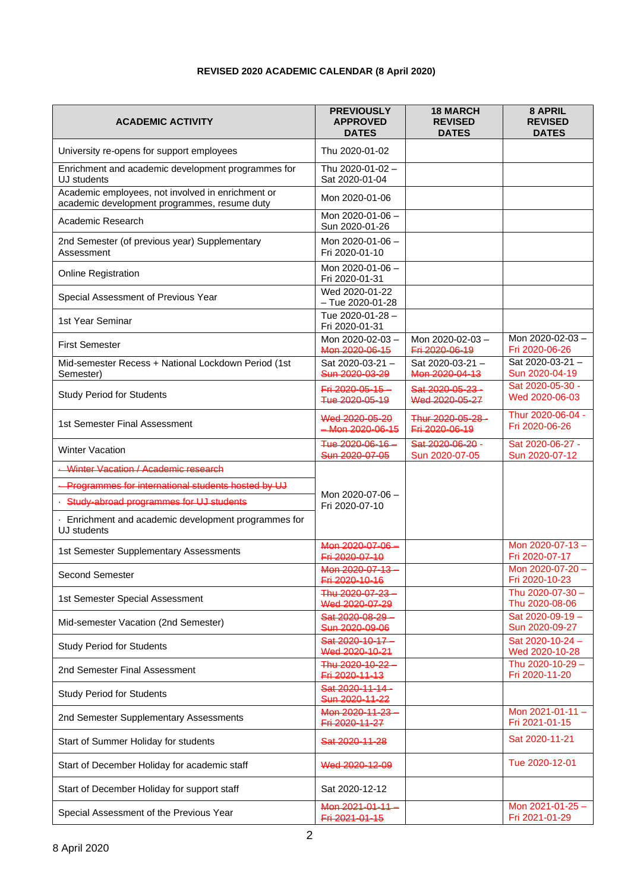# REVISED 2020 ACADEMIC CALENDAR (8 April 2020)

| ACADEMIC ACTIVITY | PREVIOUSLY APPROVED DATES | 18 MARCH REVISED DATES | 8 APRIL REVISED DATES |
|---|---|---|---|
| University re-opens for support employees | Thu 2020-01-02 | | |
| Enrichment and academic development programmes for UJ students | Thu 2020-01-02 – Sat 2020-01-04 | | |
| Academic employees, not involved in enrichment or academic development programmes, resume duty | Mon 2020-01-06 | | |
| Academic Research | Mon 2020-01-06 – Sun 2020-01-26 | | |
| 2nd Semester (of previous year) Supplementary Assessment | Mon 2020-01-06 – Fri 2020-01-10 | | |
| Online Registration | Mon 2020-01-06 – Fri 2020-01-31 | | |
| Special Assessment of Previous Year | Wed 2020-01-22 – Tue 2020-01-28 | | |
| 1st Year Seminar | Tue 2020-01-28 – Fri 2020-01-31 | | |
| First Semester | Mon 2020-02-03 – ~~Mon 2020-06-15~~ | Mon 2020-02-03 – ~~Fri 2020-06-19~~ | Mon 2020-02-03 – Fri 2020-06-26 |
| Mid-semester Recess + National Lockdown Period (1st Semester) | Sat 2020-03-21 – ~~Sun 2020-03-29~~ | Sat 2020-03-21 – ~~Mon 2020-04-13~~ | Sat 2020-03-21 – Sun 2020-04-19 |
| Study Period for Students | ~~Fri 2020-05-15 – Tue 2020-05-19~~ | ~~Sat 2020-05-23 - Wed 2020-05-27~~ | Sat 2020-05-30 - Wed 2020-06-03 |
| 1st Semester Final Assessment | ~~Wed 2020-05-20 – Mon 2020-06-15~~ | ~~Thur 2020-05-28 - Fri 2020-06-19~~ | Thur 2020-06-04 - Fri 2020-06-26 |
| Winter Vacation | ~~Tue 2020-06-16 – Sun 2020-07-05~~ | ~~Sat 2020-06-20~~ - Sun 2020-07-05 | Sat 2020-06-27 - Sun 2020-07-12 |
| · ~~Winter Vacation / Academic research~~ · ~~Programmes for international students hosted by UJ~~ · ~~Study-abroad programmes for UJ students~~ · Enrichment and academic development programmes for UJ students | Mon 2020-07-06 – Fri 2020-07-10 | | |
| 1st Semester Supplementary Assessments | ~~Mon 2020-07-06 – Fri 2020-07-10~~ | | Mon 2020-07-13 – Fri 2020-07-17 |
| Second Semester | ~~Mon 2020-07-13 – Fri 2020-10-16~~ | | Mon 2020-07-20 – Fri 2020-10-23 |
| 1st Semester Special Assessment | ~~Thu 2020-07-23 – Wed 2020-07-29~~ | | Thu 2020-07-30 – Thu 2020-08-06 |
| Mid-semester Vacation (2nd Semester) | ~~Sat 2020-08-29 – Sun 2020-09-06~~ | | Sat 2020-09-19 – Sun 2020-09-27 |
| Study Period for Students | ~~Sat 2020-10-17 – Wed 2020-10-21~~ | | Sat 2020-10-24 – Wed 2020-10-28 |
| 2nd Semester Final Assessment | ~~Thu 2020-10-22 – Fri 2020-11-13~~ | | Thu 2020-10-29 – Fri 2020-11-20 |
| Study Period for Students | ~~Sat 2020-11-14 - Sun 2020-11-22~~ | | |
| 2nd Semester Supplementary Assessments | ~~Mon 2020-11-23 – Fri 2020-11-27~~ | | Mon 2021-01-11 – Fri 2021-01-15 |
| Start of Summer Holiday for students | ~~Sat 2020-11-28~~ | | Sat 2020-11-21 |
| Start of December Holiday for academic staff | ~~Wed 2020-12-09~~ | | Tue 2020-12-01 |
| Start of December Holiday for support staff | Sat 2020-12-12 | | |
| Special Assessment of the Previous Year | ~~Mon 2021-01-11 – Fri 2021-01-15~~ | | Mon 2021-01-25 – Fri 2021-01-29 |

8 April 2020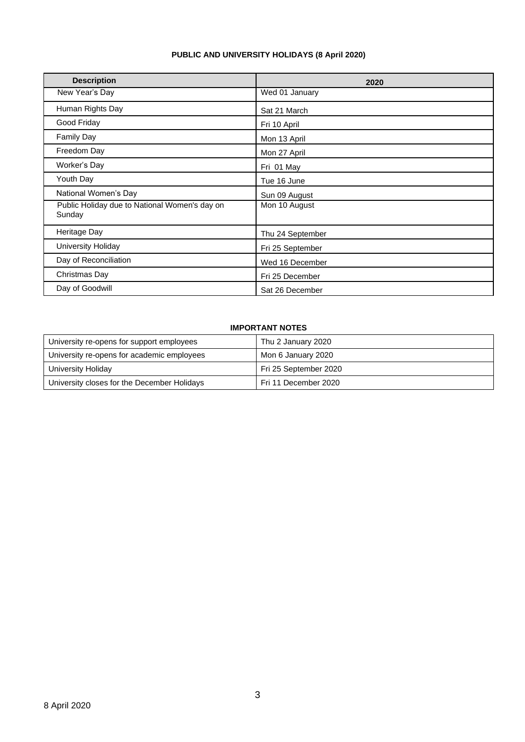**PUBLIC AND UNIVERSITY HOLIDAYS (8 April 2020)**

| Description | 2020 |
|---|---|
| New Year's Day | Wed 01 January |
| Human Rights Day | Sat 21 March |
| Good Friday | Fri 10 April |
| Family Day | Mon 13 April |
| Freedom Day | Mon 27 April |
| Worker's Day | Fri 01 May |
| Youth Day | Tue 16 June |
| National Women's Day | Sun 09 August |
| Public Holiday due to National Women's day on Sunday | Mon 10 August |
| Heritage Day | Thu 24 September |
| University Holiday | Fri 25 September |
| Day of Reconciliation | Wed 16 December |
| Christmas Day | Fri 25 December |
| Day of Goodwill | Sat 26 December |

**IMPORTANT NOTES**

| | |
|---|---|
| University re-opens for support employees | Thu 2 January 2020 |
| University re-opens for academic employees | Mon 6 January 2020 |
| University Holiday | Fri 25 September 2020 |
| University closes for the December Holidays | Fri 11 December 2020 |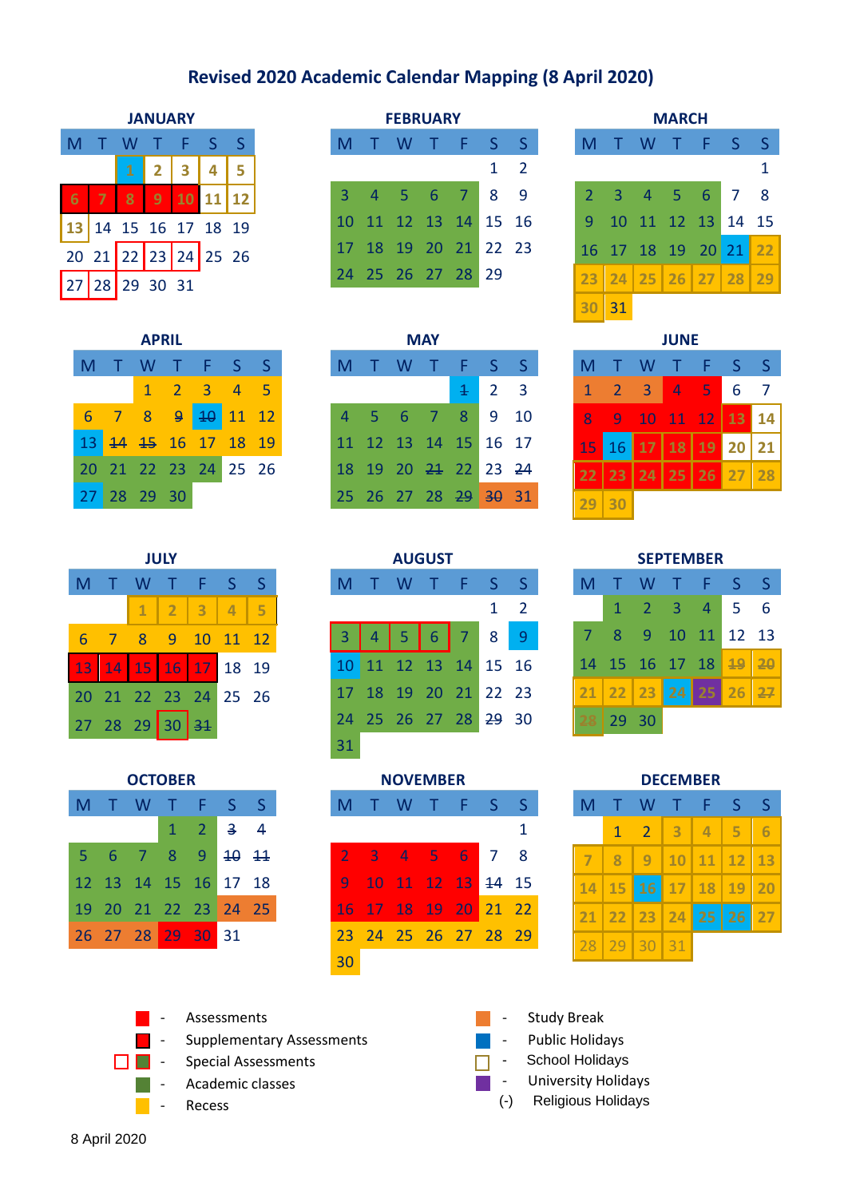# Revised 2020 Academic Calendar Mapping (8 April 2020)

### JANUARY

| M | T | W | T | F | S | S |
|---|---|---|---|---|---|---|
| | | 1 | 2 | 3 | 4 | 5 |
| 6 | 7 | 8 | 9 | 10 | 11 | 12 |
| 13 | 14 | 15 | 16 | 17 | 18 | 19 |
| 20 | 21 | 22 | 23 | 24 | 25 | 26 |
| 27 | 28 | 29 | 30 | 31 | | |

### FEBRUARY

| M | T | W | T | F | S | S |
|---|---|---|---|---|---|---|
| | | | | | 1 | 2 |
| 3 | 4 | 5 | 6 | 7 | 8 | 9 |
| 10 | 11 | 12 | 13 | 14 | 15 | 16 |
| 17 | 18 | 19 | 20 | 21 | 22 | 23 |
| 24 | 25 | 26 | 27 | 28 | 29 | |

### MARCH

| M | T | W | T | F | S | S |
|---|---|---|---|---|---|---|
| | | | | | | 1 |
| 2 | 3 | 4 | 5 | 6 | 7 | 8 |
| 9 | 10 | 11 | 12 | 13 | 14 | 15 |
| 16 | 17 | 18 | 19 | 20 | 21 | 22 |
| 23 | 24 | 25 | 26 | 27 | 28 | 29 |
| 30 | 31 | | | | | |

### APRIL

| M | T | W | T | F | S | S |
|---|---|---|---|---|---|---|
| | | 1 | 2 | 3 | 4 | 5 |
| 6 | 7 | 8 | ~~9~~ | ~~10~~ | 11 | 12 |
| 13 | ~~14~~ | ~~15~~ | 16 | 17 | 18 | 19 |
| 20 | 21 | 22 | 23 | 24 | 25 | 26 |
| 27 | 28 | 29 | 30 | | | |

### MAY

| M | T | W | T | F | S | S |
|---|---|---|---|---|---|---|
| | | | | ~~1~~ | 2 | 3 |
| 4 | 5 | 6 | 7 | 8 | 9 | 10 |
| 11 | 12 | 13 | 14 | 15 | 16 | 17 |
| 18 | 19 | 20 | ~~21~~ | 22 | 23 | ~~24~~ |
| 25 | 26 | 27 | 28 | ~~29~~ | ~~30~~ | 31 |

### JUNE

| M | T | W | T | F | S | S |
|---|---|---|---|---|---|---|
| 1 | 2 | 3 | 4 | 5 | 6 | 7 |
| 8 | 9 | 10 | 11 | 12 | 13 | 14 |
| 15 | 16 | 17 | 18 | 19 | 20 | 21 |
| 22 | 23 | 24 | 25 | 26 | 27 | 28 |
| 29 | 30 | | | | | |

### JULY

| M | T | W | T | F | S | S |
|---|---|---|---|---|---|---|
| | | 1 | 2 | 3 | 4 | 5 |
| 6 | 7 | 8 | 9 | 10 | 11 | 12 |
| 13 | 14 | 15 | 16 | 17 | 18 | 19 |
| 20 | 21 | 22 | 23 | 24 | 25 | 26 |
| 27 | 28 | 29 | 30 | ~~31~~ | | |

### AUGUST

| M | T | W | T | F | S | S |
|---|---|---|---|---|---|---|
| | | | | | 1 | 2 |
| 3 | 4 | 5 | 6 | 7 | 8 | 9 |
| 10 | 11 | 12 | 13 | 14 | 15 | 16 |
| 17 | 18 | 19 | 20 | 21 | 22 | 23 |
| 24 | 25 | 26 | 27 | 28 | ~~29~~ | 30 |
| 31 | | | | | | |

### SEPTEMBER

| M | T | W | T | F | S | S |
|---|---|---|---|---|---|---|
| | 1 | 2 | 3 | 4 | 5 | 6 |
| 7 | 8 | 9 | 10 | 11 | 12 | 13 |
| 14 | 15 | 16 | 17 | 18 | ~~19~~ | ~~20~~ |
| 21 | 22 | 23 | 24 | 25 | 26 | ~~27~~ |
| 28 | 29 | 30 | | | | |

### OCTOBER

| M | T | W | T | F | S | S |
|---|---|---|---|---|---|---|
| | | | 1 | 2 | ~~3~~ | 4 |
| 5 | 6 | 7 | 8 | 9 | ~~10~~ | ~~11~~ |
| 12 | 13 | 14 | 15 | 16 | 17 | 18 |
| 19 | 20 | 21 | 22 | 23 | 24 | 25 |
| 26 | 27 | 28 | 29 | 30 | 31 | |

### NOVEMBER

| M | T | W | T | F | S | S |
|---|---|---|---|---|---|---|
| | | | | | | 1 |
| 2 | 3 | 4 | 5 | 6 | 7 | 8 |
| 9 | 10 | 11 | 12 | 13 | ~~14~~ | 15 |
| 16 | 17 | 18 | 19 | 20 | 21 | 22 |
| 23 | 24 | 25 | 26 | 27 | 28 | 29 |
| 30 | | | | | | |

### DECEMBER

| M | T | W | T | F | S | S |
|---|---|---|---|---|---|---|
| | 1 | 2 | 3 | 4 | 5 | 6 |
| 7 | 8 | 9 | 10 | 11 | 12 | 13 |
| 14 | 15 | 16 | 17 | 18 | 19 | 20 |
| 21 | 22 | 23 | 24 | 25 | 26 | 27 |
| 28 | 29 | 30 | 31 | | | |

- Assessments
- Supplementary Assessments
- Special Assessments
- Academic classes
- Recess
- Study Break
- Public Holidays
- School Holidays
- University Holidays
- (-) Religious Holidays

8 April 2020